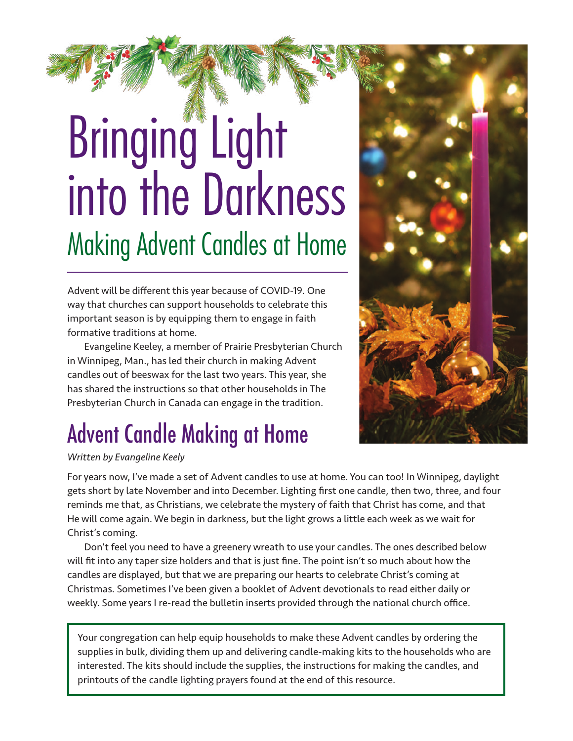# Bringing Light into the Darkness

## Making Advent Candles at Home

Advent will be different this year because of COVID-19. One way that churches can support households to celebrate this important season is by equipping them to engage in faith formative traditions at home.

Evangeline Keeley, a member of Prairie Presbyterian Church in Winnipeg, Man., has led their church in making Advent candles out of beeswax for the last two years. This year, she has shared the instructions so that other households in The Presbyterian Church in Canada can engage in the tradition.

## Advent Candle Making at Home

*Written by Evangeline Keely*

For years now, I've made a set of Advent candles to use at home. You can too! In Winnipeg, daylight gets short by late November and into December. Lighting first one candle, then two, three, and four reminds me that, as Christians, we celebrate the mystery of faith that Christ has come, and that He will come again. We begin in darkness, but the light grows a little each week as we wait for Christ's coming.

Don't feel you need to have a greenery wreath to use your candles. The ones described below will fit into any taper size holders and that is just fine. The point isn't so much about how the candles are displayed, but that we are preparing our hearts to celebrate Christ's coming at Christmas. Sometimes I've been given a booklet of Advent devotionals to read either daily or weekly. Some years I re-read the bulletin inserts provided through the national church office.

> Your congregation can help equip households to make these Advent candles by ordering the supplies in bulk, dividing them up and delivering candle-making kits to the households who are interested. The kits should include the supplies, the instructions for making the candles, and printouts of the candle lighting prayers found at the end of this resource.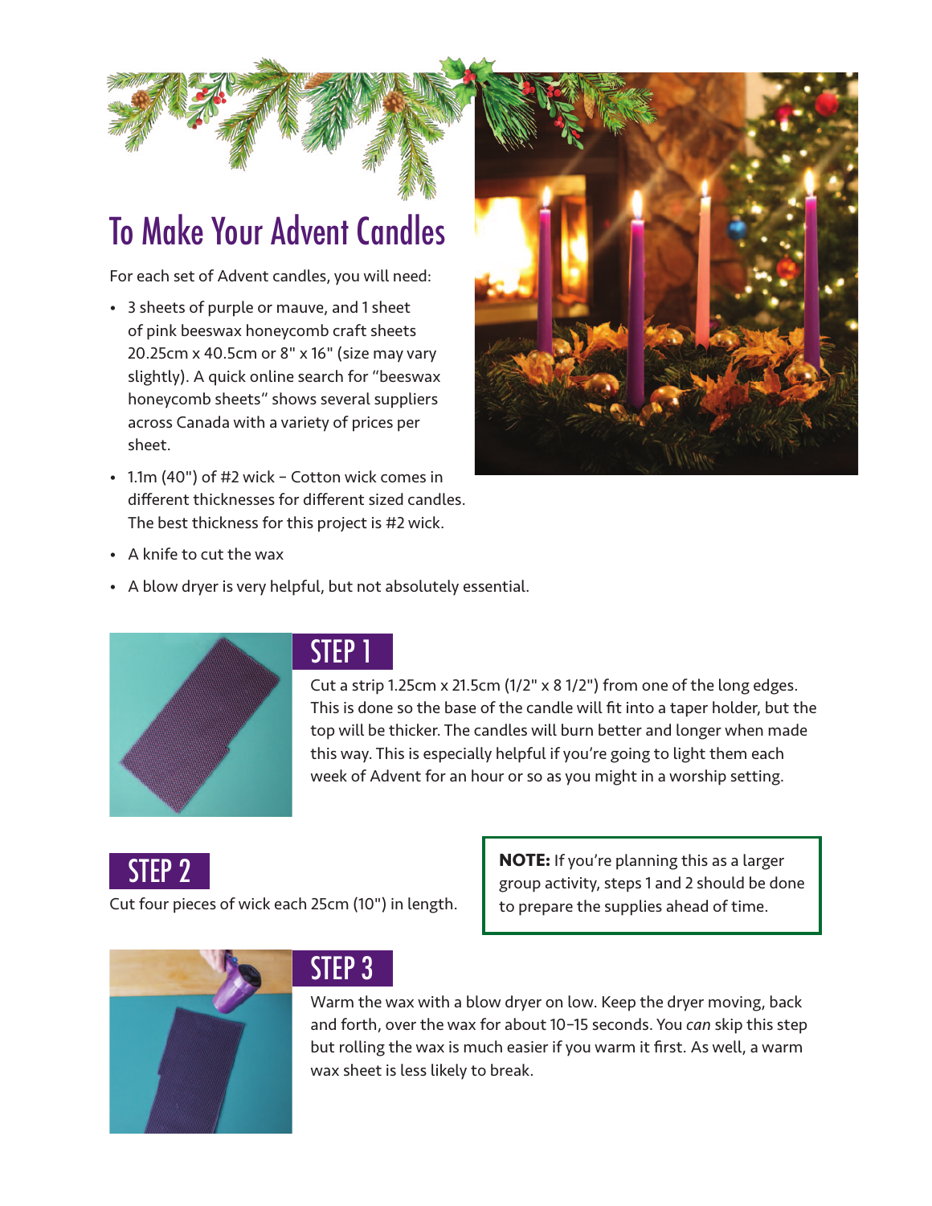# To Make Your Advent Candles

For each set of Advent candles, you will need:

- 3 sheets of purple or mauve, and 1 sheet of pink beeswax honeycomb craft sheets 20.25cm x 40.5cm or 8" x 16" (size may vary slightly). A quick online search for "beeswax honeycomb sheets" shows several suppliers across Canada with a variety of prices per sheet.
- 1.1m (40") of #2 wick – Cotton wick comes in different thicknesses for different sized candles. The best thickness for this project is #2 wick.
- A knife to cut the wax
- A blow dryer is very helpful, but not absolutely essential.

## STEP 1

Cut a strip 1.25cm x 21.5cm (1/2" x 8 1/2") from one of the long edges. This is done so the base of the candle will fit into a taper holder, but the top will be thicker. The candles will burn better and longer when made this way. This is especially helpful if you're going to light them each week of Advent for an hour or so as you might in a worship setting.

## STEP 2

Cut four pieces of wick each 25cm (10") in length.

**NOTE:** If you're planning this as a larger group activity, steps 1 and 2 should be done to prepare the supplies ahead of time.

## STEP 3

Warm the wax with a blow dryer on low. Keep the dryer moving, back and forth, over the wax for about 10–15 seconds. You *can* skip this step but rolling the wax is much easier if you warm it first. As well, a warm wax sheet is less likely to break.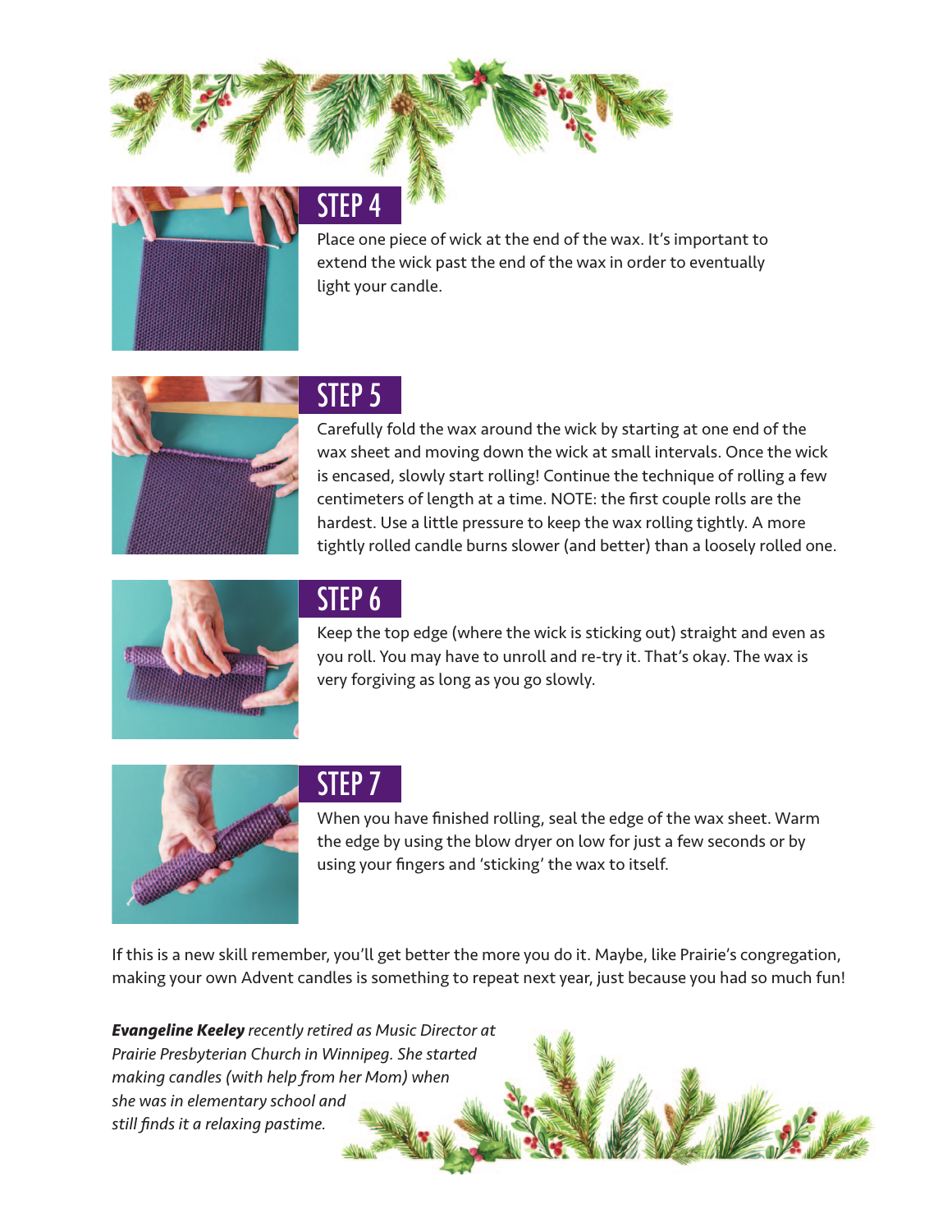## STEP 4

Place one piece of wick at the end of the wax. It's important to extend the wick past the end of the wax in order to eventually light your candle.

## STEP 5

Carefully fold the wax around the wick by starting at one end of the wax sheet and moving down the wick at small intervals. Once the wick is encased, slowly start rolling! Continue the technique of rolling a few centimeters of length at a time. NOTE: the first couple rolls are the hardest. Use a little pressure to keep the wax rolling tightly. A more tightly rolled candle burns slower (and better) than a loosely rolled one.

## STEP 6

Keep the top edge (where the wick is sticking out) straight and even as you roll. You may have to unroll and re-try it. That's okay. The wax is very forgiving as long as you go slowly.

## STEP 7

When you have finished rolling, seal the edge of the wax sheet. Warm the edge by using the blow dryer on low for just a few seconds or by using your fingers and 'sticking' the wax to itself.

If this is a new skill remember, you'll get better the more you do it. Maybe, like Prairie's congregation, making your own Advent candles is something to repeat next year, just because you had so much fun!

***Evangeline Keeley*** *recently retired as Music Director at Prairie Presbyterian Church in Winnipeg. She started making candles (with help from her Mom) when she was in elementary school and still finds it a relaxing pastime.*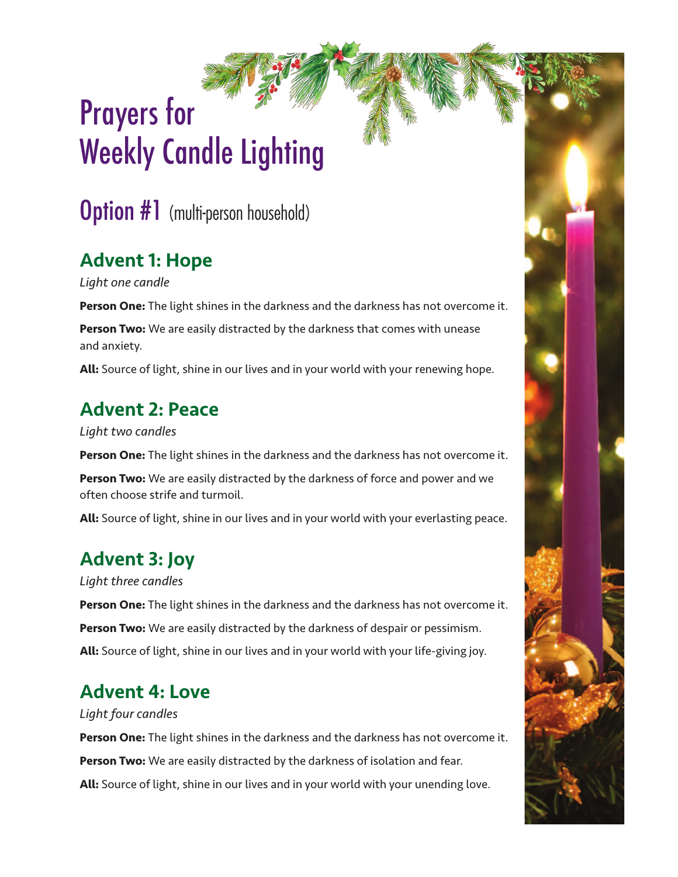# Prayers for Weekly Candle Lighting

## Option #1 (multi-person household)

### Advent 1: Hope

*Light one candle*

**Person One:** The light shines in the darkness and the darkness has not overcome it.

**Person Two:** We are easily distracted by the darkness that comes with unease and anxiety.

**All:** Source of light, shine in our lives and in your world with your renewing hope.

### Advent 2: Peace

*Light two candles*

**Person One:** The light shines in the darkness and the darkness has not overcome it.

**Person Two:** We are easily distracted by the darkness of force and power and we often choose strife and turmoil.

**All:** Source of light, shine in our lives and in your world with your everlasting peace.

### Advent 3: Joy

*Light three candles*

**Person One:** The light shines in the darkness and the darkness has not overcome it.

**Person Two:** We are easily distracted by the darkness of despair or pessimism.

**All:** Source of light, shine in our lives and in your world with your life-giving joy.

### Advent 4: Love

*Light four candles*

**Person One:** The light shines in the darkness and the darkness has not overcome it.

**Person Two:** We are easily distracted by the darkness of isolation and fear.

**All:** Source of light, shine in our lives and in your world with your unending love.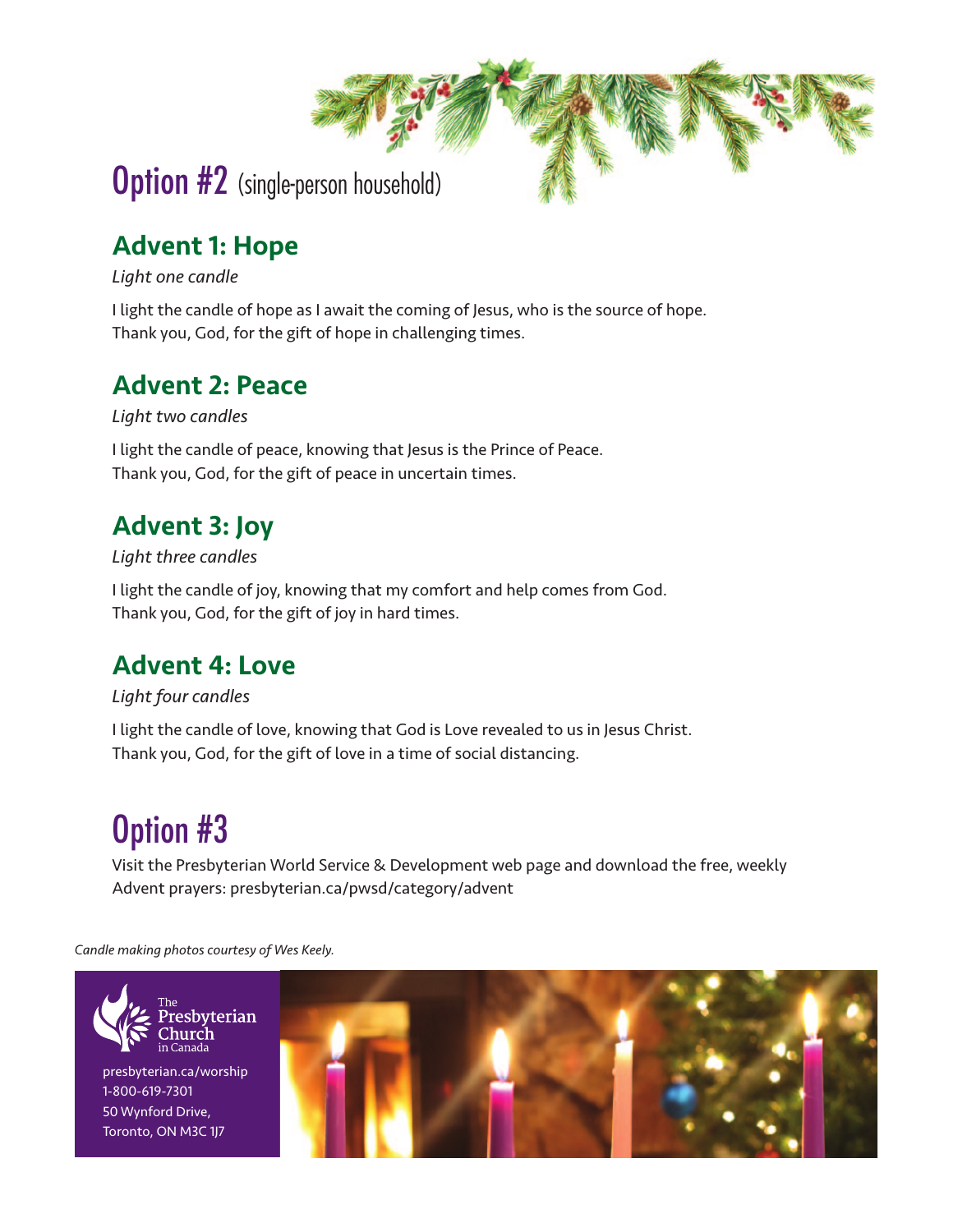# Option #2 (single-person household)

## Advent 1: Hope

*Light one candle*

I light the candle of hope as I await the coming of Jesus, who is the source of hope.
Thank you, God, for the gift of hope in challenging times.

## Advent 2: Peace

*Light two candles*

I light the candle of peace, knowing that Jesus is the Prince of Peace.
Thank you, God, for the gift of peace in uncertain times.

## Advent 3: Joy

*Light three candles*

I light the candle of joy, knowing that my comfort and help comes from God.
Thank you, God, for the gift of joy in hard times.

## Advent 4: Love

*Light four candles*

I light the candle of love, knowing that God is Love revealed to us in Jesus Christ.
Thank you, God, for the gift of love in a time of social distancing.

# Option #3

Visit the Presbyterian World Service & Development web page and download the free, weekly Advent prayers: presbyterian.ca/pwsd/category/advent

*Candle making photos courtesy of Wes Keely.*

The Presbyterian Church in Canada

presbyterian.ca/worship
1-800-619-7301
50 Wynford Drive,
Toronto, ON M3C 1J7